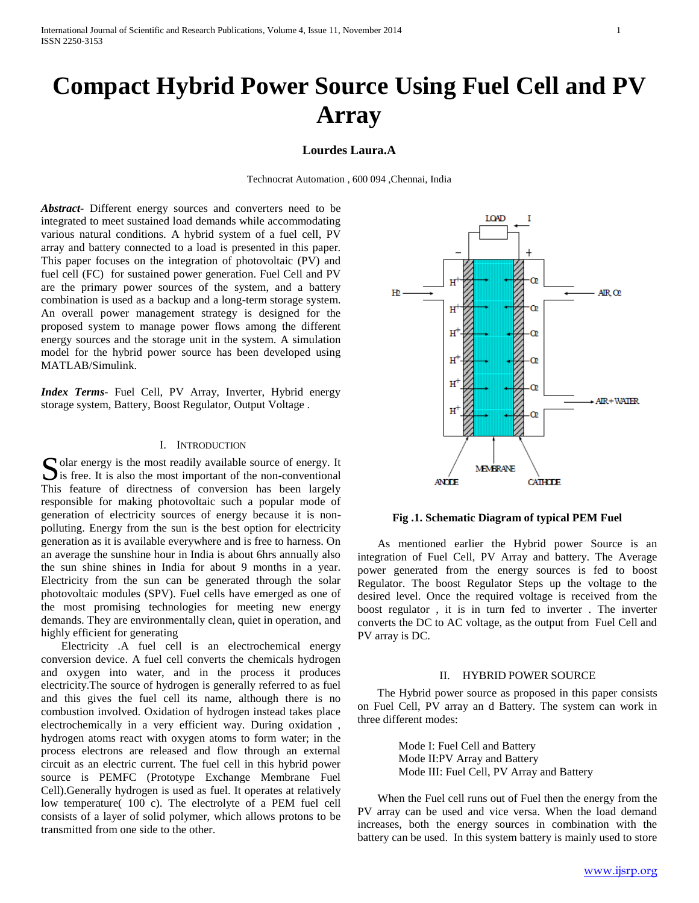# Compact Hybrid Power Source Using Fuel Cell and PV Array

**Lourdes Laura.A**

Technocrat Automation , 600 094 ,Chennai, India

***Abstract***- Different energy sources and converters need to be integrated to meet sustained load demands while accommodating various natural conditions. A hybrid system of a fuel cell, PV array and battery connected to a load is presented in this paper. This paper focuses on the integration of photovoltaic (PV) and fuel cell (FC) for sustained power generation. Fuel Cell and PV are the primary power sources of the system, and a battery combination is used as a backup and a long-term storage system. An overall power management strategy is designed for the proposed system to manage power flows among the different energy sources and the storage unit in the system. A simulation model for the hybrid power source has been developed using MATLAB/Simulink.

***Index Terms***- Fuel Cell, PV Array, Inverter, Hybrid energy storage system, Battery, Boost Regulator, Output Voltage .

## I. Introduction

Solar energy is the most readily available source of energy. It is free. It is also the most important of the non-conventional This feature of directness of conversion has been largely responsible for making photovoltaic such a popular mode of generation of electricity sources of energy because it is non-polluting. Energy from the sun is the best option for electricity generation as it is available everywhere and is free to harness. On an average the sunshine hour in India is about 6hrs annually also the sun shine shines in India for about 9 months in a year. Electricity from the sun can be generated through the solar photovoltaic modules (SPV). Fuel cells have emerged as one of the most promising technologies for meeting new energy demands. They are environmentally clean, quiet in operation, and highly efficient for generating

Electricity .A fuel cell is an electrochemical energy conversion device. A fuel cell converts the chemicals hydrogen and oxygen into water, and in the process it produces electricity.The source of hydrogen is generally referred to as fuel and this gives the fuel cell its name, although there is no combustion involved. Oxidation of hydrogen instead takes place electrochemically in a very efficient way. During oxidation , hydrogen atoms react with oxygen atoms to form water; in the process electrons are released and flow through an external circuit as an electric current. The fuel cell in this hybrid power source is PEMFC (Prototype Exchange Membrane Fuel Cell).Generally hydrogen is used as fuel. It operates at relatively low temperature( 100 c). The electrolyte of a PEM fuel cell consists of a layer of solid polymer, which allows protons to be transmitted from one side to the other.

**Fig .1. Schematic Diagram of typical PEM Fuel**

As mentioned earlier the Hybrid power Source is an integration of Fuel Cell, PV Array and battery. The Average power generated from the energy sources is fed to boost Regulator. The boost Regulator Steps up the voltage to the desired level. Once the required voltage is received from the boost regulator , it is in turn fed to inverter . The inverter converts the DC to AC voltage, as the output from Fuel Cell and PV array is DC.

## II. HYBRID POWER SOURCE

The Hybrid power source as proposed in this paper consists on Fuel Cell, PV array an d Battery. The system can work in three different modes:

Mode I: Fuel Cell and Battery
Mode II:PV Array and Battery
Mode III: Fuel Cell, PV Array and Battery

When the Fuel cell runs out of Fuel then the energy from the PV array can be used and vice versa. When the load demand increases, both the energy sources in combination with the battery can be used. In this system battery is mainly used to store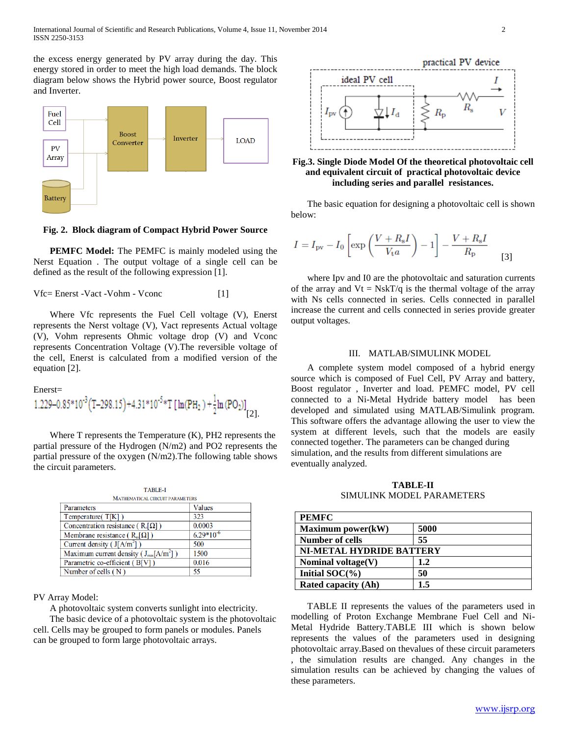the excess energy generated by PV array during the day. This energy stored in order to meet the high load demands. The block diagram below shows the Hybrid power source, Boost regulator and Inverter.

**Fig. 2. Block diagram of Compact Hybrid Power Source**

**PEMFC Model:** The PEMFC is mainly modeled using the Nerst Equation . The output voltage of a single cell can be defined as the result of the following expression [1].

Vfc= Enerst -Vact -Vohm - Vconc [1]

Where Vfc represents the Fuel Cell voltage (V), Enerst represents the Nerst voltage (V), Vact represents Actual voltage (V), Vohm represents Ohmic voltage drop (V) and Vconc represents Concentration Voltage (V).The reversible voltage of the cell, Enerst is calculated from a modified version of the equation [2].

Enerst=

$$1.229 - 0.85*10^{-3}(T - 298.15) + 4.31*10^{-5}*T\left[\ln(PH_2) + \frac{1}{2}\ln(PO_2)\right] \quad [2].$$

Where T represents the Temperature (K), PH2 represents the partial pressure of the Hydrogen (N/m2) and PO2 represents the partial pressure of the oxygen (N/m2).The following table shows the circuit parameters.

TABLE-I
MATHEMATICAL CIRCUIT PARAMETERS

| Parameters | Values |
| --- | --- |
| Temperature( T[K] ) | 323 |
| Concentration resistance ( $R_c[\Omega]$ ) | 0.0003 |
| Membrane resistance ( $R_m[\Omega]$ ) | $6.29*10^{-6}$ |
| Current density ( $J[A/m^2]$ ) | 500 |
| Maximum current density ( $J_{max}[A/m^2]$ ) | 1500 |
| Parametric co-efficient ( B[V] ) | 0.016 |
| Number of cells ( N ) | 55 |

PV Array Model:

A photovoltaic system converts sunlight into electricity.

The basic device of a photovoltaic system is the photovoltaic cell. Cells may be grouped to form panels or modules. Panels can be grouped to form large photovoltaic arrays.

**Fig.3. Single Diode Model Of the theoretical photovoltaic cell and equivalent circuit of practical photovoltaic device including series and parallel resistances.**

The basic equation for designing a photovoltaic cell is shown below:

$$I = I_{pv} - I_0\left[\exp\left(\frac{V + R_s I}{V_t a}\right) - 1\right] - \frac{V + R_s I}{R_p} \quad [3]$$

where Ipv and I0 are the photovoltaic and saturation currents of the array and Vt = NskT/q is the thermal voltage of the array with Ns cells connected in series. Cells connected in parallel increase the current and cells connected in series provide greater output voltages.

## III. MATLAB/SIMULINK MODEL

A complete system model composed of a hybrid energy source which is composed of Fuel Cell, PV Array and battery, Boost regulator , Inverter and load. PEMFC model, PV cell connected to a Ni-Metal Hydride battery model has been developed and simulated using MATLAB/Simulink program. This software offers the advantage allowing the user to view the system at different levels, such that the models are easily connected together. The parameters can be changed during simulation, and the results from different simulations are eventually analyzed.

**TABLE-II**
SIMULINK MODEL PARAMETERS

| **PEMFC** | |
| --- | --- |
| **Maximum power(kW)** | **5000** |
| **Number of cells** | **55** |
| **NI-METAL HYDRIDE BATTERY** | |
| **Nominal voltage(V)** | **1.2** |
| **Initial SOC(%)** | **50** |
| **Rated capacity (Ah)** | **1.5** |

TABLE II represents the values of the parameters used in modelling of Proton Exchange Membrane Fuel Cell and Ni-Metal Hydride Battery.TABLE III which is shown below represents the values of the parameters used in designing photovoltaic array.Based on these circuit parameters , the simulation results are changed. Any changes in the simulation results can be achieved by changing the values of these parameters.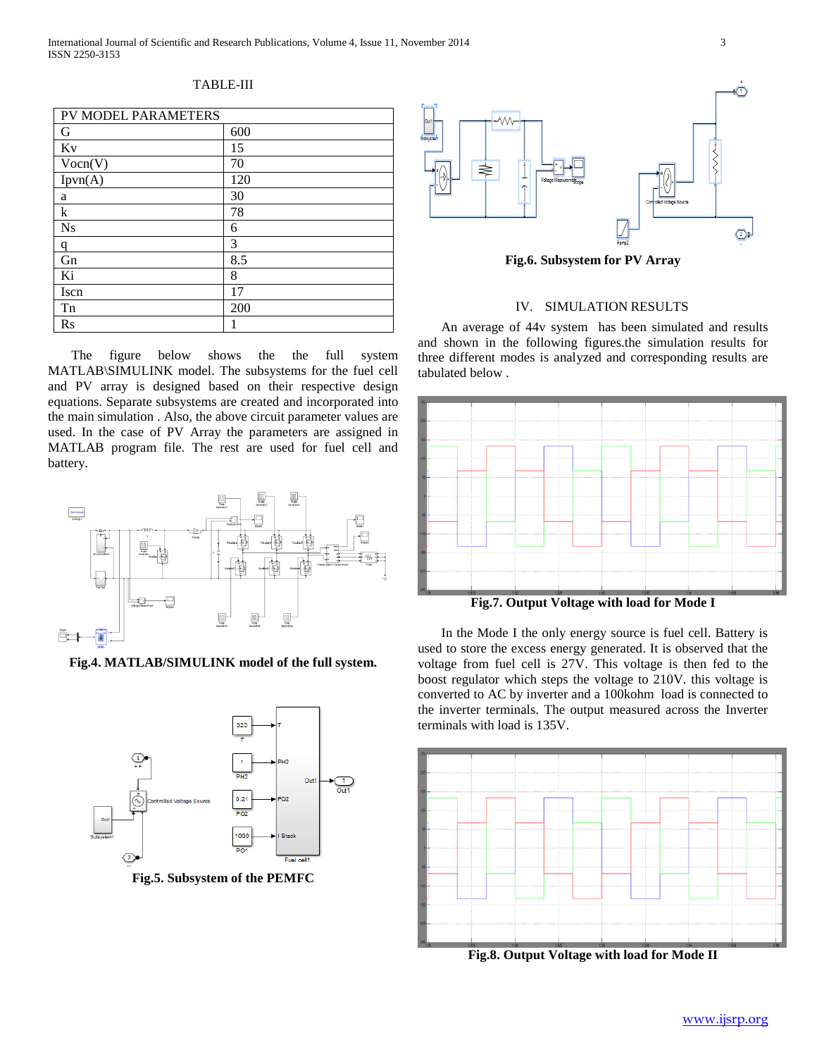TABLE-III

| PV MODEL PARAMETERS | |
|---|---|
| G | 600 |
| Kv | 15 |
| Vocn(V) | 70 |
| Ipvn(A) | 120 |
| a | 30 |
| k | 78 |
| Ns | 6 |
| q | 3 |
| Gn | 8.5 |
| Ki | 8 |
| Iscn | 17 |
| Tn | 200 |
| Rs | 1 |

The figure below shows the the full system MATLAB\SIMULINK model. The subsystems for the fuel cell and PV array is designed based on their respective design equations. Separate subsystems are created and incorporated into the main simulation . Also, the above circuit parameter values are used. In the case of PV Array the parameters are assigned in MATLAB program file. The rest are used for fuel cell and battery.

**Fig.4. MATLAB/SIMULINK model of the full system.**

**Fig.5. Subsystem of the PEMFC**

**Fig.6. Subsystem for PV Array**

## IV. SIMULATION RESULTS

An average of 44v system has been simulated and results and shown in the following figures.the simulation results for three different modes is analyzed and corresponding results are tabulated below .

**Fig.7. Output Voltage with load for Mode I**

In the Mode I the only energy source is fuel cell. Battery is used to store the excess energy generated. It is observed that the voltage from fuel cell is 27V. This voltage is then fed to the boost regulator which steps the voltage to 210V. this voltage is converted to AC by inverter and a 100kohm load is connected to the inverter terminals. The output measured across the Inverter terminals with load is 135V.

**Fig.8. Output Voltage with load for Mode II**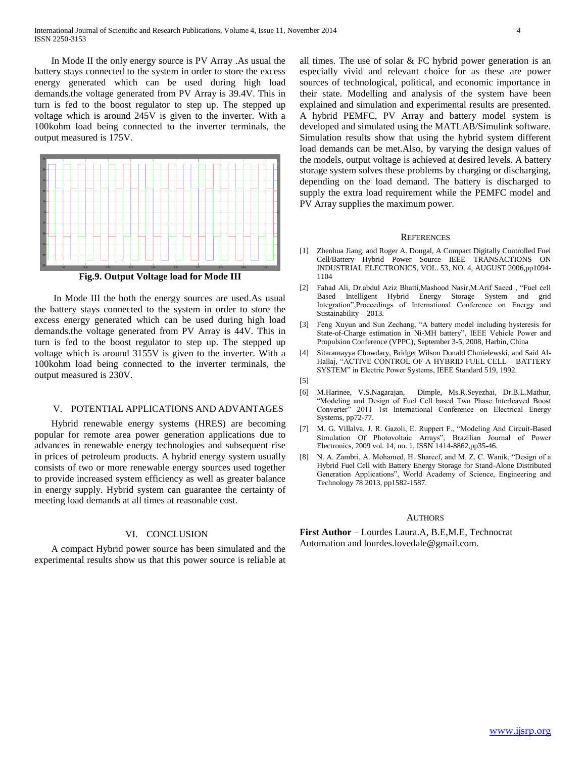In Mode II the only energy source is PV Array .As usual the battery stays connected to the system in order to store the excess energy generated which can be used during high load demands.the voltage generated from PV Array is 39.4V. This in turn is fed to the boost regulator to step up. The stepped up voltage which is around 245V is given to the inverter. With a 100kohm load being connected to the inverter terminals, the output measured is 175V.

**Fig.9. Output Voltage load for Mode III**

In Mode III the both the energy sources are used.As usual the battery stays connected to the system in order to store the excess energy generated which can be used during high load demands.the voltage generated from PV Array is 44V. This in turn is fed to the boost regulator to step up. The stepped up voltage which is around 3155V is given to the inverter. With a 100kohm load being connected to the inverter terminals, the output measured is 230V.

## V. Potential Applications and Advantages

Hybrid renewable energy systems (HRES) are becoming popular for remote area power generation applications due to advances in renewable energy technologies and subsequent rise in prices of petroleum products. A hybrid energy system usually consists of two or more renewable energy sources used together to provide increased system efficiency as well as greater balance in energy supply. Hybrid system can guarantee the certainty of meeting load demands at all times at reasonable cost.

## VI. Conclusion

A compact Hybrid power source has been simulated and the experimental results show us that this power source is reliable at all times. The use of solar & FC hybrid power generation is an especially vivid and relevant choice for as these are power sources of technological, political, and economic importance in their state. Modelling and analysis of the system have been explained and simulation and experimental results are presented. A hybrid PEMFC, PV Array and battery model system is developed and simulated using the MATLAB/Simulink software. Simulation results show that using the hybrid system different load demands can be met.Also, by varying the design values of the models, output voltage is achieved at desired levels. A battery storage system solves these problems by charging or discharging, depending on the load demand. The battery is discharged to supply the extra load requirement while the PEMFC model and PV Array supplies the maximum power.

## References

[1] Zhenhua Jiang, and Roger A. Dougal, A Compact Digitally Controlled Fuel Cell/Battery Hybrid Power Source IEEE TRANSACTIONS ON INDUSTRIAL ELECTRONICS, VOL. 53, NO. 4, AUGUST 2006,pp1094-1104

[2] Fahad Ali, Dr.abdul Aziz Bhatti,Mashood Nasir,M.Arif Saeed , "Fuel cell Based Intelligent Hybrid Energy Storage System and grid Integration",Proceedings of International Conference on Energy and Sustainability – 2013.

[3] Feng Xuyun and Sun Zechang, "A battery model including hysteresis for State-of-Charge estimation in Ni-MH battery", IEEE Vehicle Power and Propulsion Conference (VPPC), September 3-5, 2008, Harbin, China

[4] Sitaramayya Chowdary, Bridget Wilson Donald Chmielewski, and Said Al-Hallaj, "ACTIVE CONTROL OF A HYBRID FUEL CELL – BATTERY SYSTEM" in Electric Power Systems, IEEE Standard 519, 1992.

[5]

[6] M.Harinee, V.S.Nagarajan, Dimple, Ms.R.Seyezhai, Dr.B.L.Mathur, "Modeling and Design of Fuel Cell based Two Phase Interleaved Boost Converter" 2011 1st International Conference on Electrical Energy Systems, pp72-77.

[7] M. G. Villalva, J. R. Gazoli, E. Ruppert F., "Modeling And Circuit-Based Simulation Of Photovoltaic Arrays", Brazilian Journal of Power Electronics, 2009 vol. 14, no. 1, ISSN 1414-8862,pp35-46.

[8] N. A. Zambri, A. Mohamed, H. Shareef, and M. Z. C. Wanik, "Design of a Hybrid Fuel Cell with Battery Energy Storage for Stand-Alone Distributed Generation Applications", World Academy of Science, Engineering and Technology 78 2013, pp1582-1587.

## Authors

**First Author** – Lourdes Laura.A, B.E,M.E, Technocrat Automation and lourdes.lovedale@gmail.com.